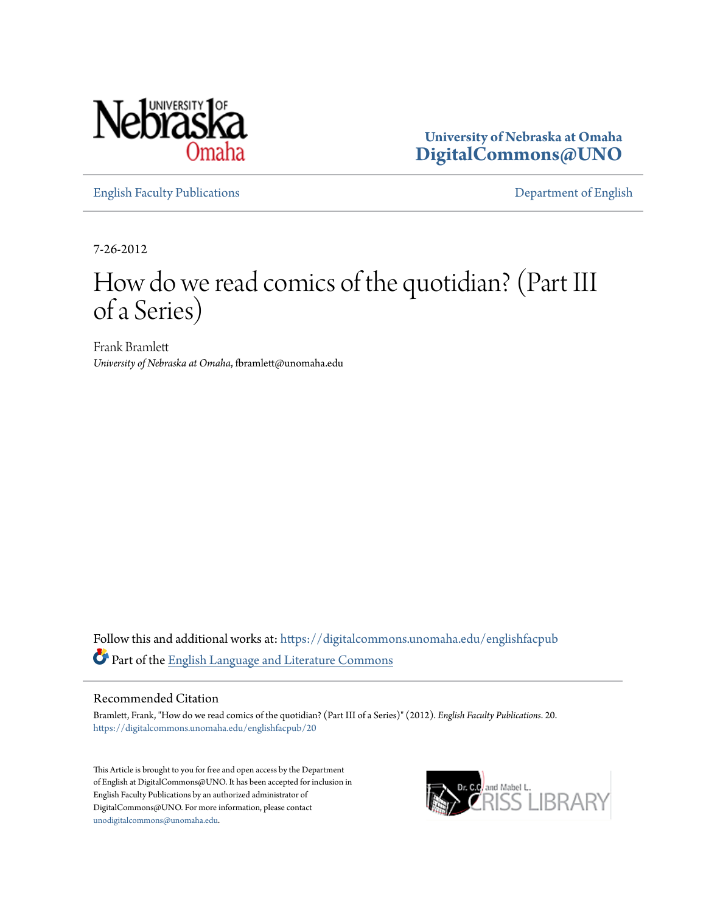University of Nebraska at Omaha
DigitalCommons@UNO

English Faculty Publications | Department of English

7-26-2012

# How do we read comics of the quotidian? (Part III of a Series)

Frank Bramlett
*University of Nebraska at Omaha*, fbramlett@unomaha.edu

Follow this and additional works at: https://digitalcommons.unomaha.edu/englishfacpub

Part of the English Language and Literature Commons

## Recommended Citation

Bramlett, Frank, "How do we read comics of the quotidian? (Part III of a Series)" (2012). *English Faculty Publications*. 20.
https://digitalcommons.unomaha.edu/englishfacpub/20

This Article is brought to you for free and open access by the Department of English at DigitalCommons@UNO. It has been accepted for inclusion in English Faculty Publications by an authorized administrator of DigitalCommons@UNO. For more information, please contact unodigitalcommons@unomaha.edu.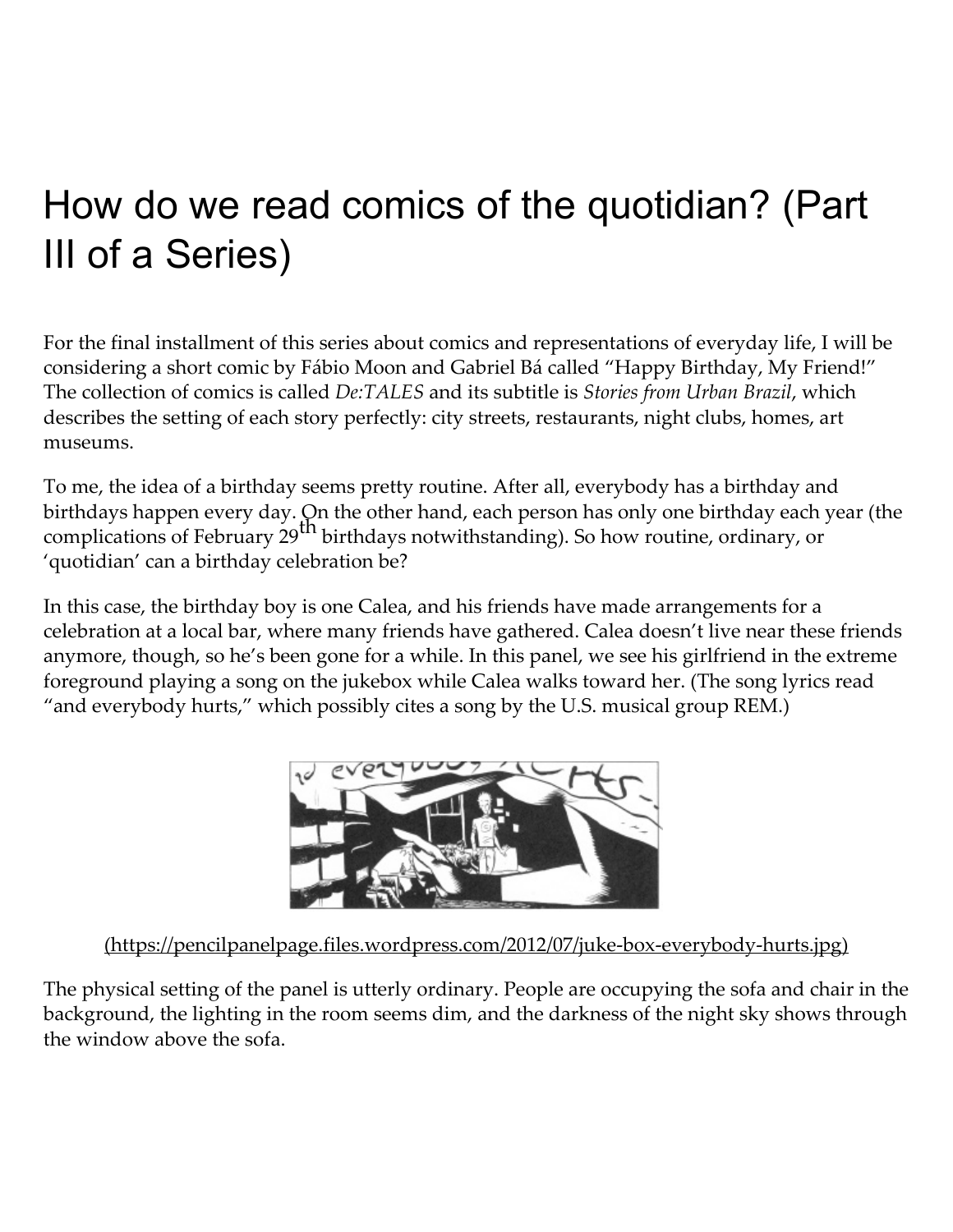# How do we read comics of the quotidian? (Part III of a Series)

For the final installment of this series about comics and representations of everyday life, I will be considering a short comic by Fábio Moon and Gabriel Bá called "Happy Birthday, My Friend!" The collection of comics is called *De:TALES* and its subtitle is *Stories from Urban Brazil*, which describes the setting of each story perfectly: city streets, restaurants, night clubs, homes, art museums.

To me, the idea of a birthday seems pretty routine. After all, everybody has a birthday and birthdays happen every day. On the other hand, each person has only one birthday each year (the complications of February 29th birthdays notwithstanding). So how routine, ordinary, or 'quotidian' can a birthday celebration be?

In this case, the birthday boy is one Calea, and his friends have made arrangements for a celebration at a local bar, where many friends have gathered. Calea doesn't live near these friends anymore, though, so he's been gone for a while. In this panel, we see his girlfriend in the extreme foreground playing a song on the jukebox while Calea walks toward her. (The song lyrics read "and everybody hurts," which possibly cites a song by the U.S. musical group REM.)

(https://pencilpanelpage.files.wordpress.com/2012/07/juke-box-everybody-hurts.jpg)

The physical setting of the panel is utterly ordinary. People are occupying the sofa and chair in the background, the lighting in the room seems dim, and the darkness of the night sky shows through the window above the sofa.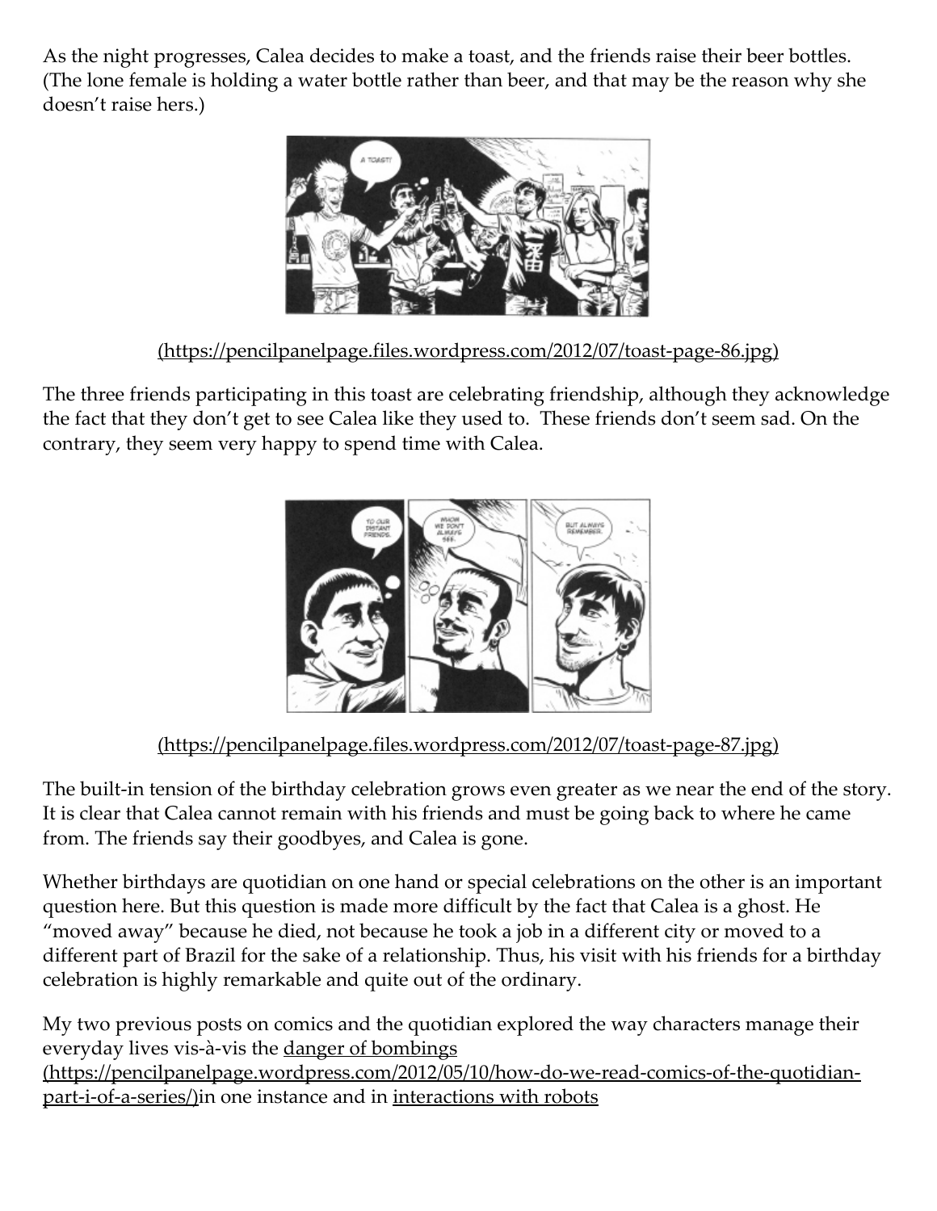As the night progresses, Calea decides to make a toast, and the friends raise their beer bottles. (The lone female is holding a water bottle rather than beer, and that may be the reason why she doesn't raise hers.)

(https://pencilpanelpage.files.wordpress.com/2012/07/toast-page-86.jpg)

The three friends participating in this toast are celebrating friendship, although they acknowledge the fact that they don't get to see Calea like they used to. These friends don't seem sad. On the contrary, they seem very happy to spend time with Calea.

(https://pencilpanelpage.files.wordpress.com/2012/07/toast-page-87.jpg)

The built-in tension of the birthday celebration grows even greater as we near the end of the story. It is clear that Calea cannot remain with his friends and must be going back to where he came from. The friends say their goodbyes, and Calea is gone.

Whether birthdays are quotidian on one hand or special celebrations on the other is an important question here. But this question is made more difficult by the fact that Calea is a ghost. He "moved away" because he died, not because he took a job in a different city or moved to a different part of Brazil for the sake of a relationship. Thus, his visit with his friends for a birthday celebration is highly remarkable and quite out of the ordinary.

My two previous posts on comics and the quotidian explored the way characters manage their everyday lives vis-à-vis the danger of bombings (https://pencilpanelpage.wordpress.com/2012/05/10/how-do-we-read-comics-of-the-quotidian-part-i-of-a-series/)in one instance and in interactions with robots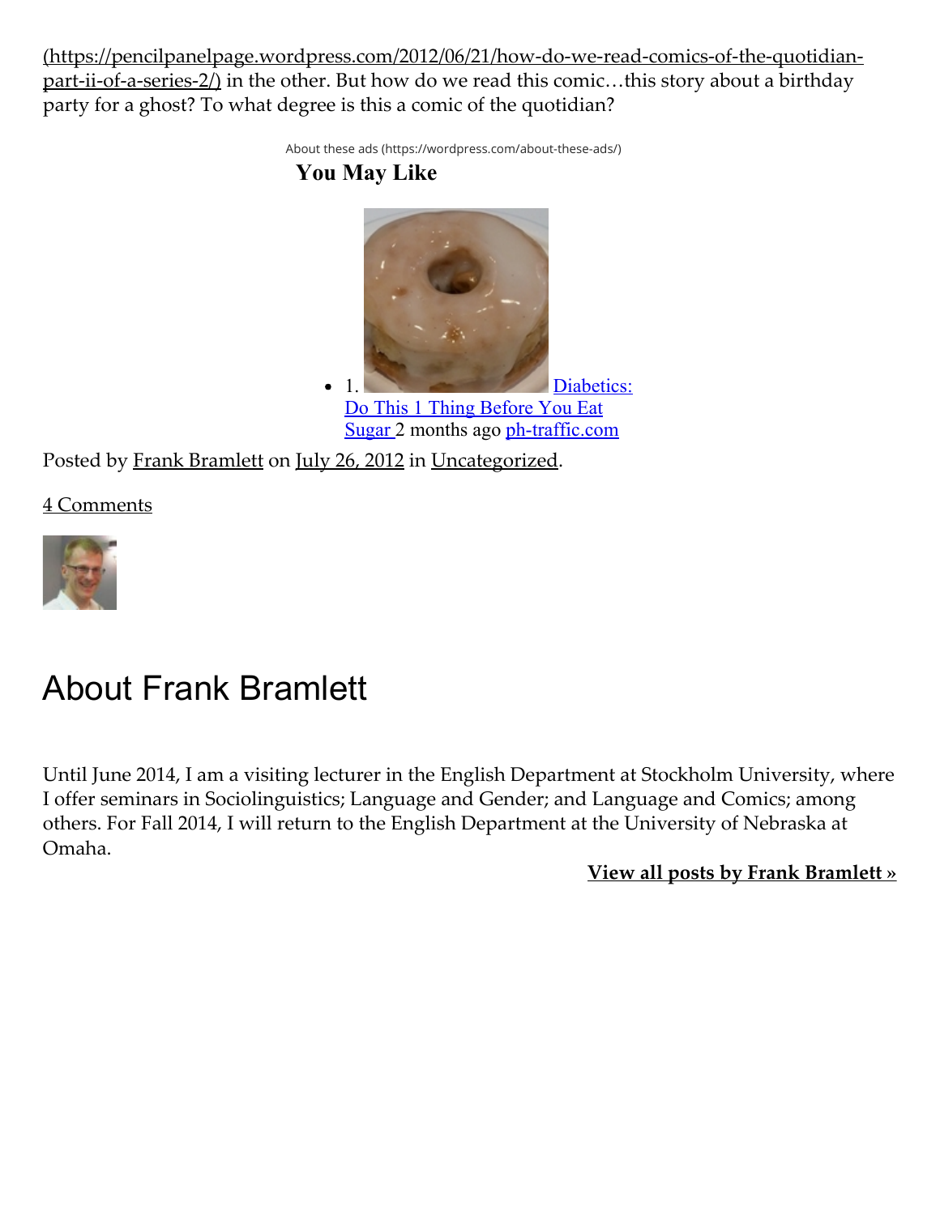(https://pencilpanelpage.wordpress.com/2012/06/21/how-do-we-read-comics-of-the-quotidian-part-ii-of-a-series-2/) in the other. But how do we read this comic…this story about a birthday party for a ghost? To what degree is this a comic of the quotidian?

About these ads (https://wordpress.com/about-these-ads/)

**You May Like**

- 1. Diabetics: Do This 1 Thing Before You Eat Sugar 2 months ago ph-traffic.com

Posted by Frank Bramlett on July 26, 2012 in Uncategorized.

4 Comments

# About Frank Bramlett

Until June 2014, I am a visiting lecturer in the English Department at Stockholm University, where I offer seminars in Sociolinguistics; Language and Gender; and Language and Comics; among others. For Fall 2014, I will return to the English Department at the University of Nebraska at Omaha.

**View all posts by Frank Bramlett »**